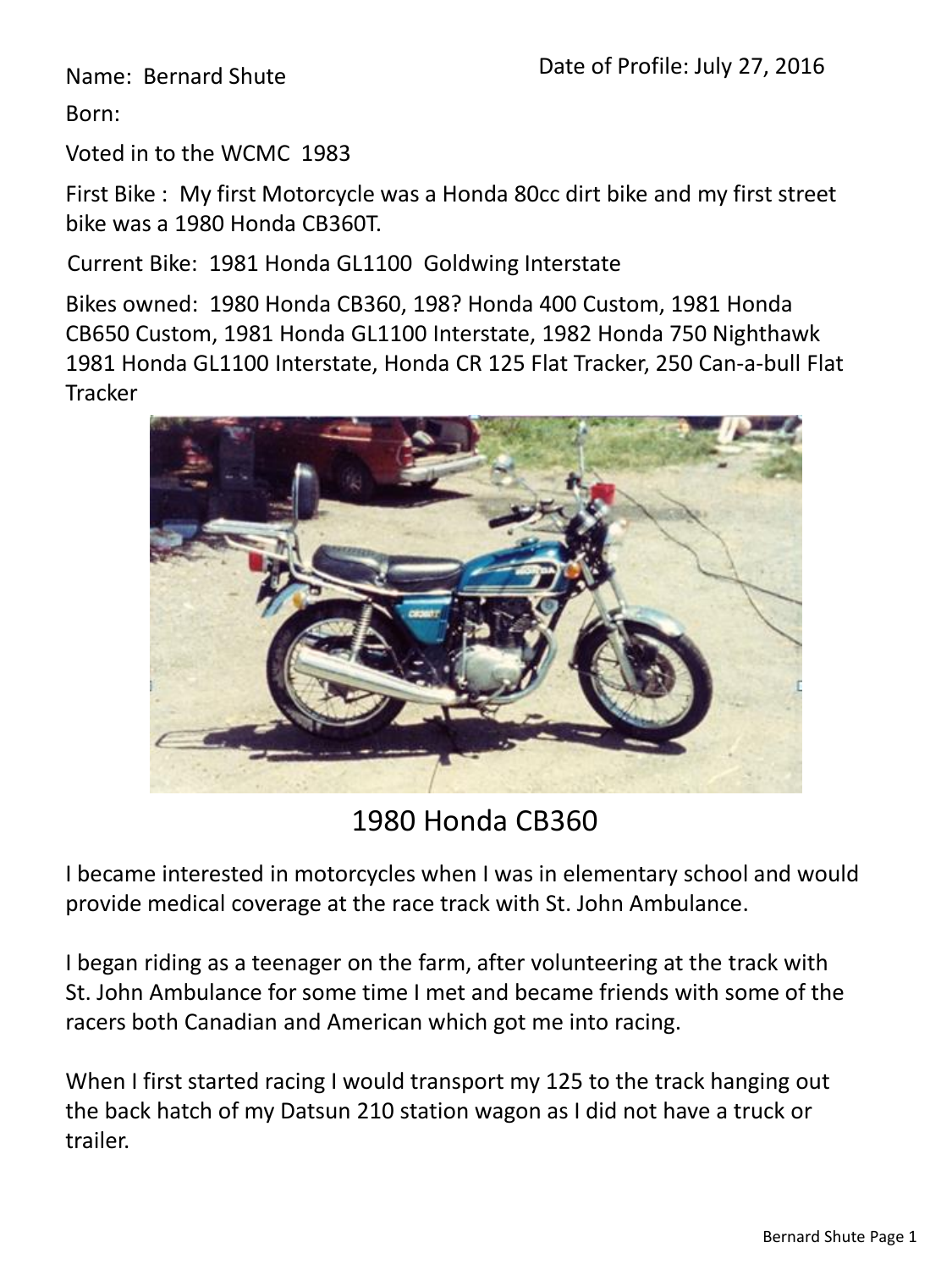Name: Bernard Shute

Date of Profile: July 27, 2016

Born:

Voted in to the WCMC 1983

First Bike : My first Motorcycle was a Honda 80cc dirt bike and my first street bike was a 1980 Honda CB360T.

Current Bike: 1981 Honda GL1100 Goldwing Interstate

Bikes owned: 1980 Honda CB360, 198? Honda 400 Custom, 1981 Honda CB650 Custom, 1981 Honda GL1100 Interstate, 1982 Honda 750 Nighthawk 1981 Honda GL1100 Interstate, Honda CR 125 Flat Tracker, 250 Can-a-bull Flat Tracker

1980 Honda CB360

I became interested in motorcycles when I was in elementary school and would provide medical coverage at the race track with St. John Ambulance.

I began riding as a teenager on the farm, after volunteering at the track with St. John Ambulance for some time I met and became friends with some of the racers both Canadian and American which got me into racing.

When I first started racing I would transport my 125 to the track hanging out the back hatch of my Datsun 210 station wagon as I did not have a truck or trailer.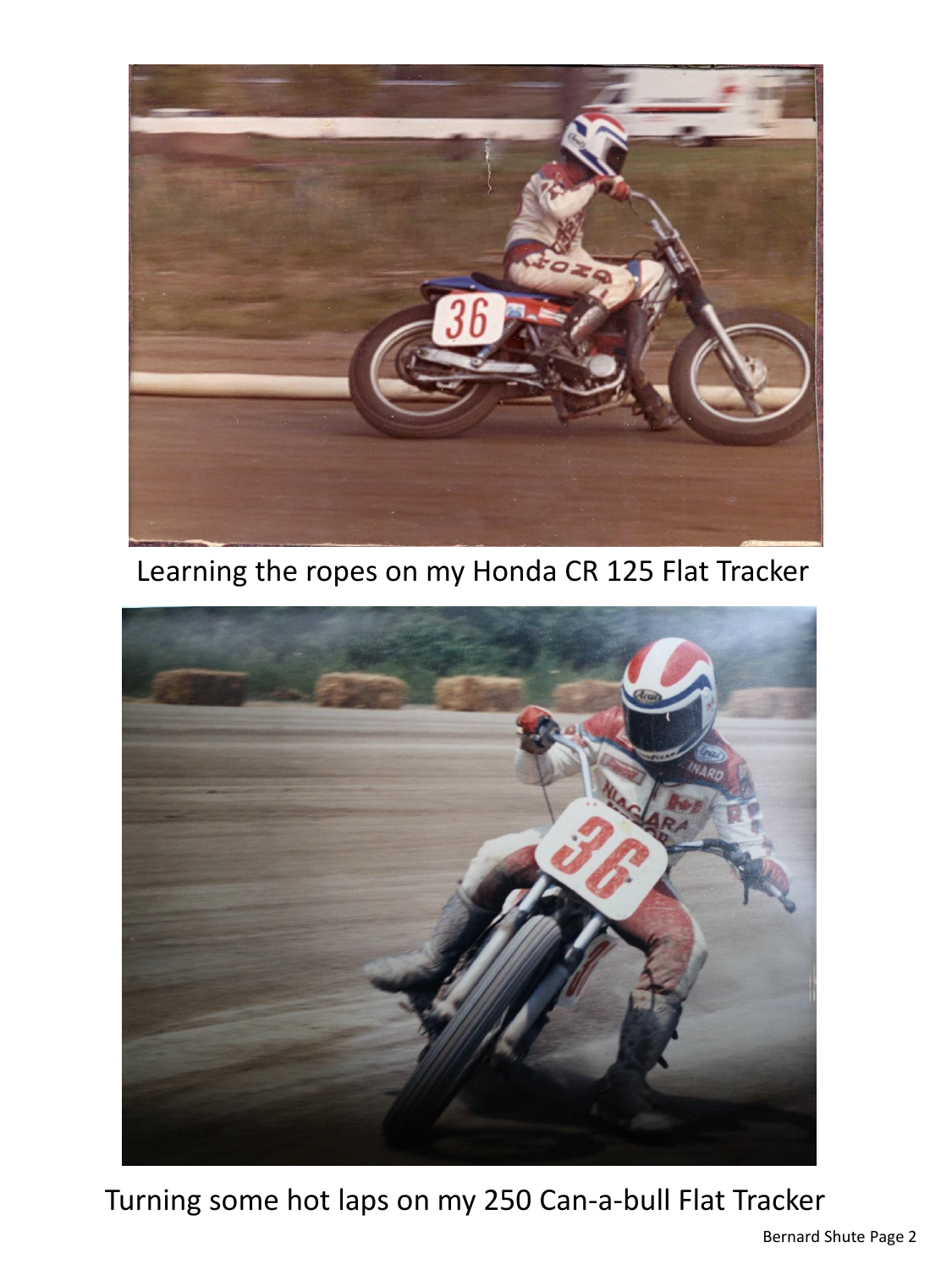Learning the ropes on my Honda CR 125 Flat Tracker

Turning some hot laps on my 250 Can-a-bull Flat Tracker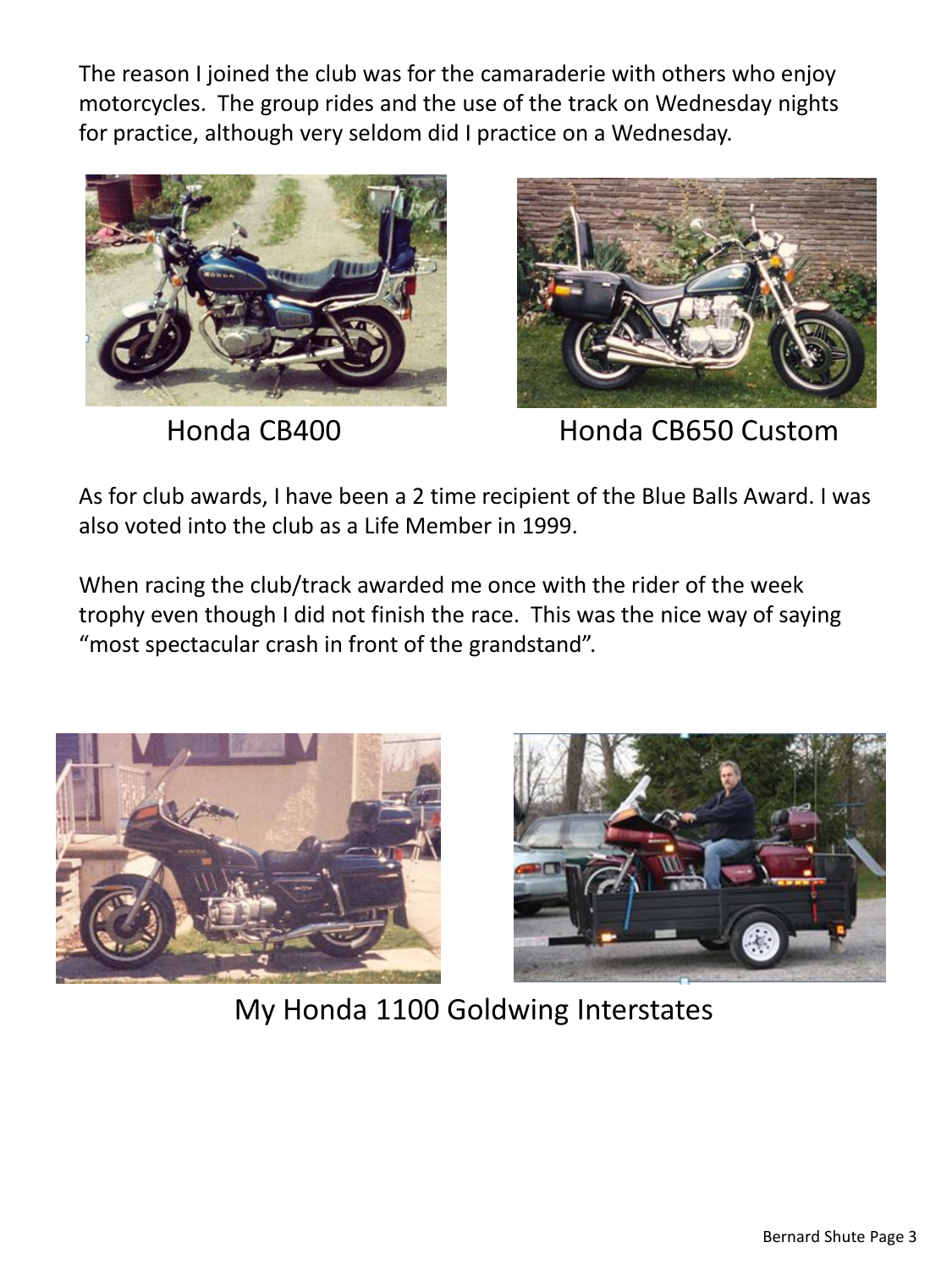The reason I joined the club was for the camaraderie with others who enjoy motorcycles. The group rides and the use of the track on Wednesday nights for practice, although very seldom did I practice on a Wednesday.

Honda CB400

Honda CB650 Custom

As for club awards, I have been a 2 time recipient of the Blue Balls Award. I was also voted into the club as a Life Member in 1999.

When racing the club/track awarded me once with the rider of the week trophy even though I did not finish the race. This was the nice way of saying "most spectacular crash in front of the grandstand".

My Honda 1100 Goldwing Interstates